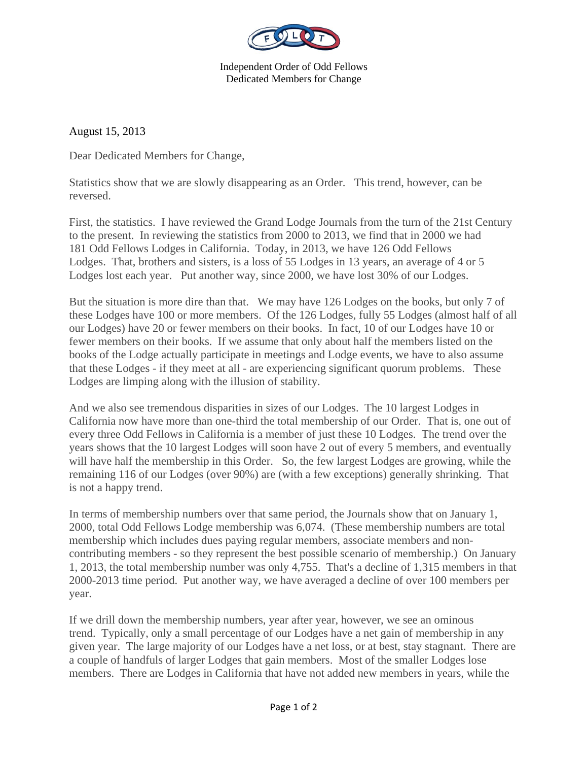Independent Order of Odd Fellows
Dedicated Members for Change

August 15, 2013

Dear Dedicated Members for Change,

Statistics show that we are slowly disappearing as an Order. This trend, however, can be reversed.

First, the statistics. I have reviewed the Grand Lodge Journals from the turn of the 21st Century to the present. In reviewing the statistics from 2000 to 2013, we find that in 2000 we had 181 Odd Fellows Lodges in California. Today, in 2013, we have 126 Odd Fellows Lodges. That, brothers and sisters, is a loss of 55 Lodges in 13 years, an average of 4 or 5 Lodges lost each year. Put another way, since 2000, we have lost 30% of our Lodges.

But the situation is more dire than that. We may have 126 Lodges on the books, but only 7 of these Lodges have 100 or more members. Of the 126 Lodges, fully 55 Lodges (almost half of all our Lodges) have 20 or fewer members on their books. In fact, 10 of our Lodges have 10 or fewer members on their books. If we assume that only about half the members listed on the books of the Lodge actually participate in meetings and Lodge events, we have to also assume that these Lodges - if they meet at all - are experiencing significant quorum problems. These Lodges are limping along with the illusion of stability.

And we also see tremendous disparities in sizes of our Lodges. The 10 largest Lodges in California now have more than one-third the total membership of our Order. That is, one out of every three Odd Fellows in California is a member of just these 10 Lodges. The trend over the years shows that the 10 largest Lodges will soon have 2 out of every 5 members, and eventually will have half the membership in this Order. So, the few largest Lodges are growing, while the remaining 116 of our Lodges (over 90%) are (with a few exceptions) generally shrinking. That is not a happy trend.

In terms of membership numbers over that same period, the Journals show that on January 1, 2000, total Odd Fellows Lodge membership was 6,074. (These membership numbers are total membership which includes dues paying regular members, associate members and non-contributing members - so they represent the best possible scenario of membership.) On January 1, 2013, the total membership number was only 4,755. That's a decline of 1,315 members in that 2000-2013 time period. Put another way, we have averaged a decline of over 100 members per year.

If we drill down the membership numbers, year after year, however, we see an ominous trend. Typically, only a small percentage of our Lodges have a net gain of membership in any given year. The large majority of our Lodges have a net loss, or at best, stay stagnant. There are a couple of handfuls of larger Lodges that gain members. Most of the smaller Lodges lose members. There are Lodges in California that have not added new members in years, while the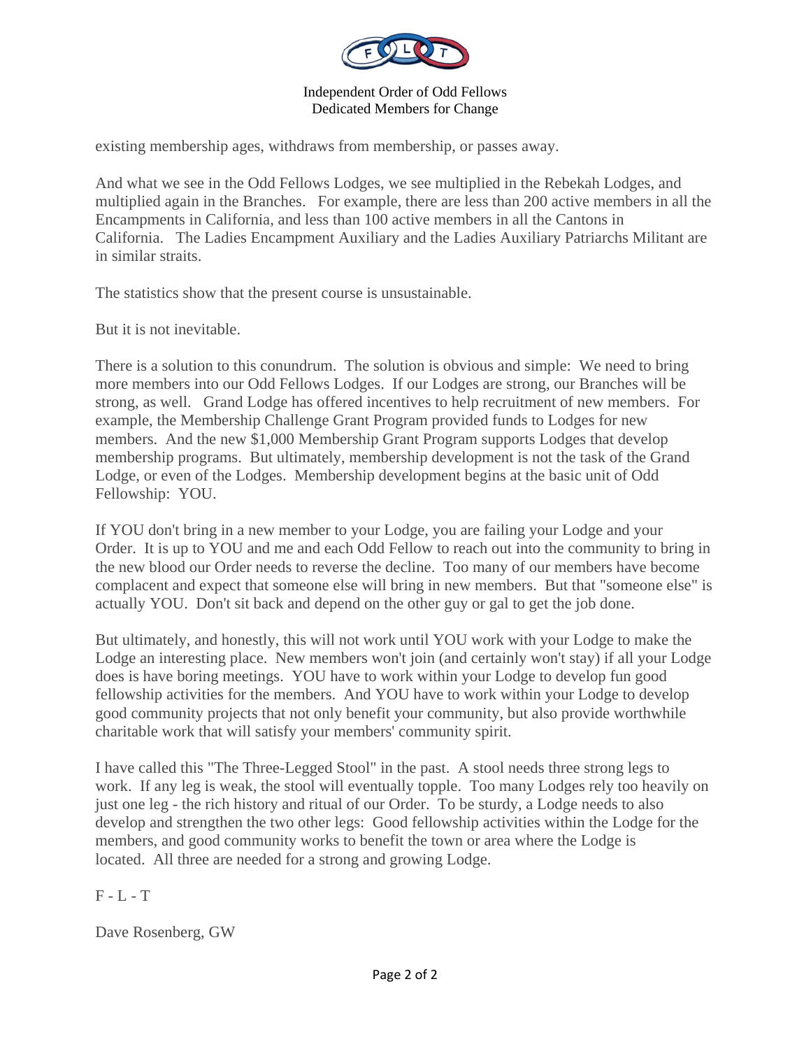existing membership ages, withdraws from membership, or passes away.

And what we see in the Odd Fellows Lodges, we see multiplied in the Rebekah Lodges, and multiplied again in the Branches. For example, there are less than 200 active members in all the Encampments in California, and less than 100 active members in all the Cantons in California. The Ladies Encampment Auxiliary and the Ladies Auxiliary Patriarchs Militant are in similar straits.

The statistics show that the present course is unsustainable.

But it is not inevitable.

There is a solution to this conundrum. The solution is obvious and simple: We need to bring more members into our Odd Fellows Lodges. If our Lodges are strong, our Branches will be strong, as well. Grand Lodge has offered incentives to help recruitment of new members. For example, the Membership Challenge Grant Program provided funds to Lodges for new members. And the new $1,000 Membership Grant Program supports Lodges that develop membership programs. But ultimately, membership development is not the task of the Grand Lodge, or even of the Lodges. Membership development begins at the basic unit of Odd Fellowship: YOU.

If YOU don't bring in a new member to your Lodge, you are failing your Lodge and your Order. It is up to YOU and me and each Odd Fellow to reach out into the community to bring in the new blood our Order needs to reverse the decline. Too many of our members have become complacent and expect that someone else will bring in new members. But that "someone else" is actually YOU. Don't sit back and depend on the other guy or gal to get the job done.

But ultimately, and honestly, this will not work until YOU work with your Lodge to make the Lodge an interesting place. New members won't join (and certainly won't stay) if all your Lodge does is have boring meetings. YOU have to work within your Lodge to develop fun good fellowship activities for the members. And YOU have to work within your Lodge to develop good community projects that not only benefit your community, but also provide worthwhile charitable work that will satisfy your members' community spirit.

I have called this "The Three-Legged Stool" in the past. A stool needs three strong legs to work. If any leg is weak, the stool will eventually topple. Too many Lodges rely too heavily on just one leg - the rich history and ritual of our Order. To be sturdy, a Lodge needs to also develop and strengthen the two other legs: Good fellowship activities within the Lodge for the members, and good community works to benefit the town or area where the Lodge is located. All three are needed for a strong and growing Lodge.

F - L - T

Dave Rosenberg, GW